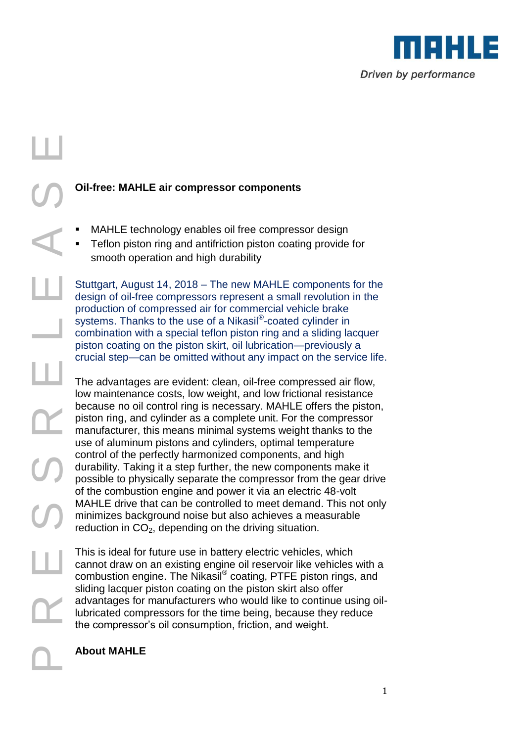**Oil-free: MAHLE air compressor components**

- MAHLE technology enables oil free compressor design
- Teflon piston ring and antifriction piston coating provide for smooth operation and high durability

Stuttgart, August 14, 2018 – The new MAHLE components for the design of oil-free compressors represent a small revolution in the production of compressed air for commercial vehicle brake systems. Thanks to the use of a Nikasil®-coated cylinder in combination with a special teflon piston ring and a sliding lacquer piston coating on the piston skirt, oil lubrication—previously a crucial step—can be omitted without any impact on the service life.

The advantages are evident: clean, oil-free compressed air flow, low maintenance costs, low weight, and low frictional resistance because no oil control ring is necessary. MAHLE offers the piston, piston ring, and cylinder as a complete unit. For the compressor manufacturer, this means minimal systems weight thanks to the use of aluminum pistons and cylinders, optimal temperature control of the perfectly harmonized components, and high durability. Taking it a step further, the new components make it possible to physically separate the compressor from the gear drive of the combustion engine and power it via an electric 48-volt MAHLE drive that can be controlled to meet demand. This not only minimizes background noise but also achieves a measurable reduction in $CO_2$, depending on the driving situation.

This is ideal for future use in battery electric vehicles, which cannot draw on an existing engine oil reservoir like vehicles with a combustion engine. The Nikasil® coating, PTFE piston rings, and sliding lacquer piston coating on the piston skirt also offer advantages for manufacturers who would like to continue using oil-lubricated compressors for the time being, because they reduce the compressor's oil consumption, friction, and weight.

**About MAHLE**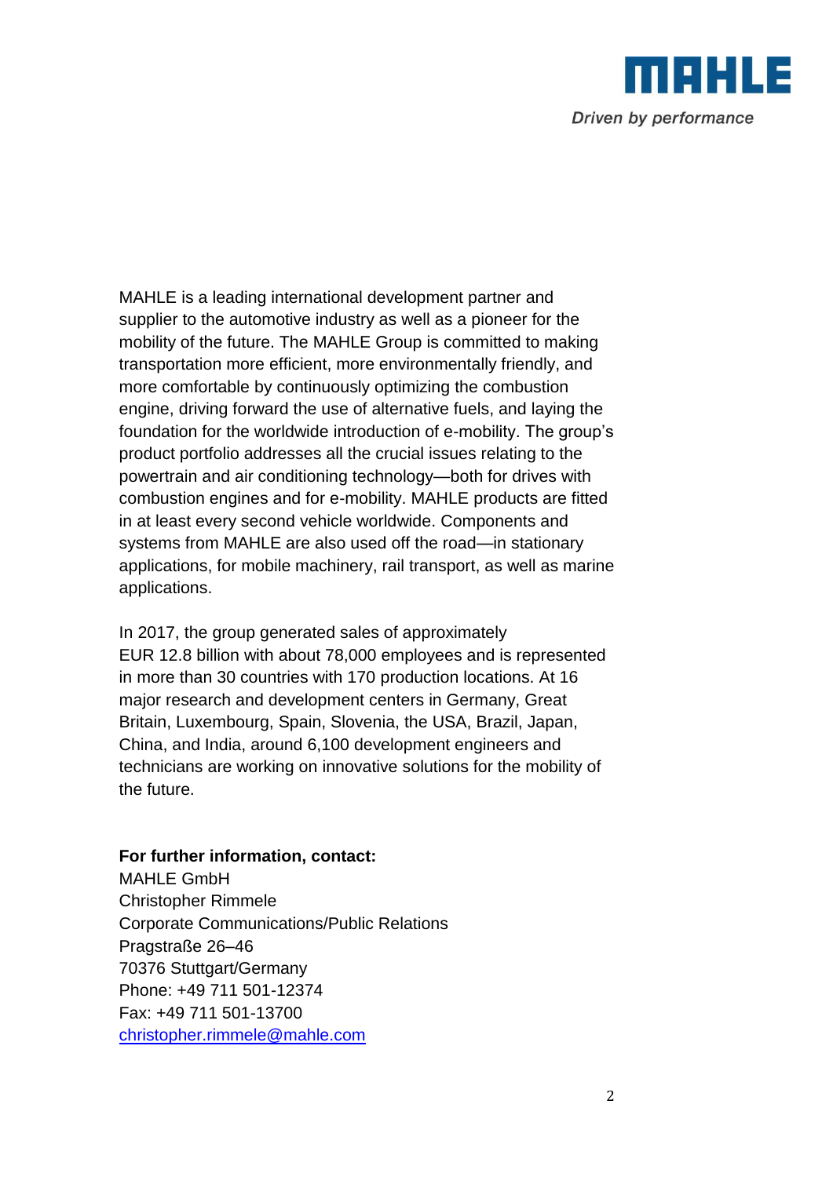MAHLE is a leading international development partner and supplier to the automotive industry as well as a pioneer for the mobility of the future. The MAHLE Group is committed to making transportation more efficient, more environmentally friendly, and more comfortable by continuously optimizing the combustion engine, driving forward the use of alternative fuels, and laying the foundation for the worldwide introduction of e-mobility. The group's product portfolio addresses all the crucial issues relating to the powertrain and air conditioning technology—both for drives with combustion engines and for e-mobility. MAHLE products are fitted in at least every second vehicle worldwide. Components and systems from MAHLE are also used off the road—in stationary applications, for mobile machinery, rail transport, as well as marine applications.

In 2017, the group generated sales of approximately EUR 12.8 billion with about 78,000 employees and is represented in more than 30 countries with 170 production locations. At 16 major research and development centers in Germany, Great Britain, Luxembourg, Spain, Slovenia, the USA, Brazil, Japan, China, and India, around 6,100 development engineers and technicians are working on innovative solutions for the mobility of the future.

**For further information, contact:**
MAHLE GmbH
Christopher Rimmele
Corporate Communications/Public Relations
Pragstraße 26–46
70376 Stuttgart/Germany
Phone: +49 711 501-12374
Fax: +49 711 501-13700
christopher.rimmele@mahle.com